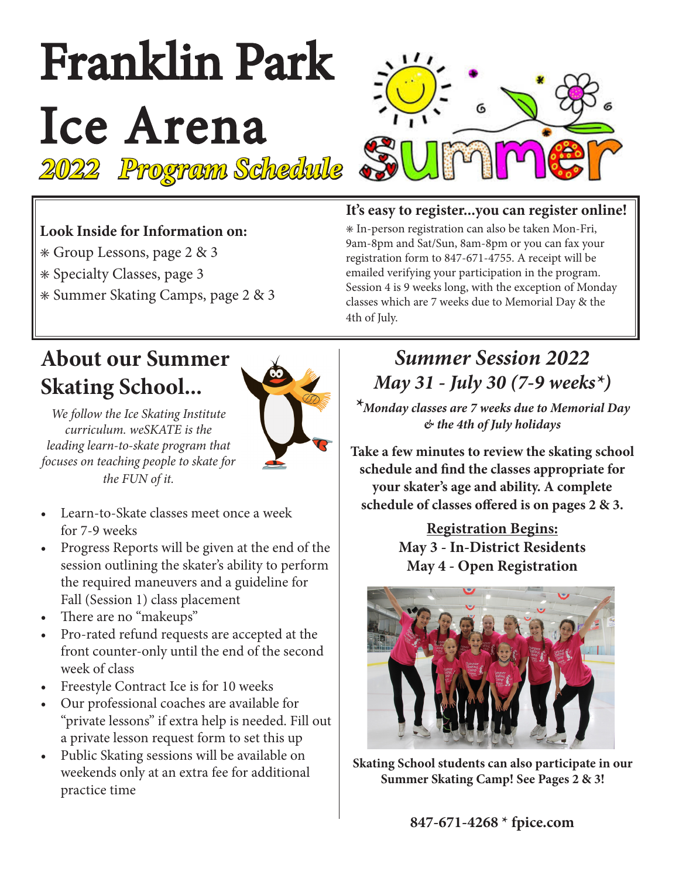# Franklin Park Ice Arena

## *2022 Program Schedule*

summer

**Look Inside for Information on:**

⁕ Group Lessons, page 2 & 3
⁕ Specialty Classes, page 3
⁕ Summer Skating Camps, page 2 & 3

**It's easy to register...you can register online!**

⁕ In-person registration can also be taken Mon-Fri, 9am-8pm and Sat/Sun, 8am-8pm or you can fax your registration form to 847-671-4755. A receipt will be emailed verifying your participation in the program. Session 4 is 9 weeks long, with the exception of Monday classes which are 7 weeks due to Memorial Day & the 4th of July.

## About our Summer Skating School...

*We follow the Ice Skating Institute curriculum. weSKATE is the leading learn-to-skate program that focuses on teaching people to skate for the FUN of it.*

- Learn-to-Skate classes meet once a week for 7-9 weeks
- Progress Reports will be given at the end of the session outlining the skater's ability to perform the required maneuvers and a guideline for Fall (Session 1) class placement
- There are no "makeups"
- Pro-rated refund requests are accepted at the front counter-only until the end of the second week of class
- Freestyle Contract Ice is for 10 weeks
- Our professional coaches are available for "private lessons" if extra help is needed. Fill out a private lesson request form to set this up
- Public Skating sessions will be available on weekends only at an extra fee for additional practice time

## *Summer Session 2022*
## *May 31 - July 30 (7-9 weeks*)*

*\*Monday classes are 7 weeks due to Memorial Day & the 4th of July holidays*

**Take a few minutes to review the skating school schedule and find the classes appropriate for your skater's age and ability. A complete schedule of classes offered is on pages 2 & 3.**

**<u>Registration Begins:</u>**
**May 3 - In-District Residents**
**May 4 - Open Registration**

**Skating School students can also participate in our Summer Skating Camp! See Pages 2 & 3!**

**847-671-4268 * fpice.com**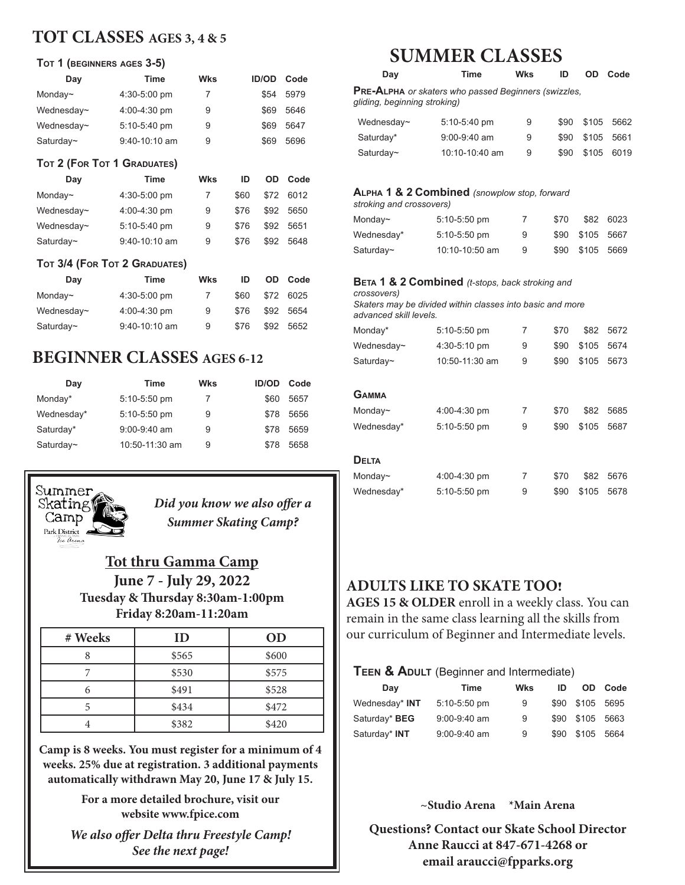# TOT CLASSES AGES 3, 4 & 5

### TOT 1 (BEGINNERS AGES 3-5)

| Day | Time | Wks | ID/OD | Code |
|---|---|---|---|---|
| Monday~ | 4:30-5:00 pm | 7 | $54 | 5979 |
| Wednesday~ | 4:00-4:30 pm | 9 | $69 | 5646 |
| Wednesday~ | 5:10-5:40 pm | 9 | $69 | 5647 |
| Saturday~ | 9:40-10:10 am | 9 | $69 | 5696 |

### TOT 2 (FOR TOT 1 GRADUATES)

| Day | Time | Wks | ID | OD | Code |
|---|---|---|---|---|---|
| Monday~ | 4:30-5:00 pm | 7 | $60 | $72 | 6012 |
| Wednesday~ | 4:00-4:30 pm | 9 | $76 | $92 | 5650 |
| Wednesday~ | 5:10-5:40 pm | 9 | $76 | $92 | 5651 |
| Saturday~ | 9:40-10:10 am | 9 | $76 | $92 | 5648 |

### TOT 3/4 (FOR TOT 2 GRADUATES)

| Day | Time | Wks | ID | OD | Code |
|---|---|---|---|---|---|
| Monday~ | 4:30-5:00 pm | 7 | $60 | $72 | 6025 |
| Wednesday~ | 4:00-4:30 pm | 9 | $76 | $92 | 5654 |
| Saturday~ | 9:40-10:10 am | 9 | $76 | $92 | 5652 |

# BEGINNER CLASSES AGES 6-12

| Day | Time | Wks | ID/OD | Code |
|---|---|---|---|---|
| Monday* | 5:10-5:50 pm | 7 | $60 | 5657 |
| Wednesday* | 5:10-5:50 pm | 9 | $78 | 5656 |
| Saturday* | 9:00-9:40 am | 9 | $78 | 5659 |
| Saturday~ | 10:50-11:30 am | 9 | $78 | 5658 |

Summer Skating Camp
Park District Ice Arena

***Did you know we also offer a Summer Skating Camp?***

## Tot thru Gamma Camp

**June 7 - July 29, 2022**
**Tuesday & Thursday 8:30am-1:00pm**
**Friday 8:20am-11:20am**

| # Weeks | ID | OD |
|---|---|---|
| 8 | $565 | $600 |
| 7 | $530 | $575 |
| 6 | $491 | $528 |
| 5 | $434 | $472 |
| 4 | $382 | $420 |

**Camp is 8 weeks. You must register for a minimum of 4 weeks. 25% due at registration. 3 additional payments automatically withdrawn May 20, June 17 & July 15.**

**For a more detailed brochure, visit our website www.fpice.com**

***We also offer Delta thru Freestyle Camp! See the next page!***

# SUMMER CLASSES

### PRE-ALPHA *or skaters who passed Beginners (swizzles, gliding, beginning stroking)*

| Day | Time | Wks | ID | OD | Code |
|---|---|---|---|---|---|
| Wednesday~ | 5:10-5:40 pm | 9 | $90 | $105 | 5662 |
| Saturday* | 9:00-9:40 am | 9 | $90 | $105 | 5661 |
| Saturday~ | 10:10-10:40 am | 9 | $90 | $105 | 6019 |

### ALPHA 1 & 2 Combined *(snowplow stop, forward stroking and crossovers)*

| Day | Time | Wks | ID | OD | Code |
|---|---|---|---|---|---|
| Monday~ | 5:10-5:50 pm | 7 | $70 | $82 | 6023 |
| Wednesday* | 5:10-5:50 pm | 9 | $90 | $105 | 5667 |
| Saturday~ | 10:10-10:50 am | 9 | $90 | $105 | 5669 |

### BETA 1 & 2 Combined *(t-stops, back stroking and crossovers)*

*Skaters may be divided within classes into basic and more advanced skill levels.*

| Day | Time | Wks | ID | OD | Code |
|---|---|---|---|---|---|
| Monday* | 5:10-5:50 pm | 7 | $70 | $82 | 5672 |
| Wednesday~ | 4:30-5:10 pm | 9 | $90 | $105 | 5674 |
| Saturday~ | 10:50-11:30 am | 9 | $90 | $105 | 5673 |

### GAMMA

| Day | Time | Wks | ID | OD | Code |
|---|---|---|---|---|---|
| Monday~ | 4:00-4:30 pm | 7 | $70 | $82 | 5685 |
| Wednesday* | 5:10-5:50 pm | 9 | $90 | $105 | 5687 |

### DELTA

| Day | Time | Wks | ID | OD | Code |
|---|---|---|---|---|---|
| Monday~ | 4:00-4:30 pm | 7 | $70 | $82 | 5676 |
| Wednesday* | 5:10-5:50 pm | 9 | $90 | $105 | 5678 |

## ADULTS LIKE TO SKATE TOO!

**AGES 15 & OLDER** enroll in a weekly class. You can remain in the same class learning all the skills from our curriculum of Beginner and Intermediate levels.

### TEEN & ADULT (Beginner and Intermediate)

| Day | Time | Wks | ID | OD | Code |
|---|---|---|---|---|---|
| Wednesday* **INT** | 5:10-5:50 pm | 9 | $90 | $105 | 5695 |
| Saturday* **BEG** | 9:00-9:40 am | 9 | $90 | $105 | 5663 |
| Saturday* **INT** | 9:00-9:40 am | 9 | $90 | $105 | 5664 |

**~Studio Arena \*Main Arena**

**Questions? Contact our Skate School Director Anne Raucci at 847-671-4268 or email araucci@fpparks.org**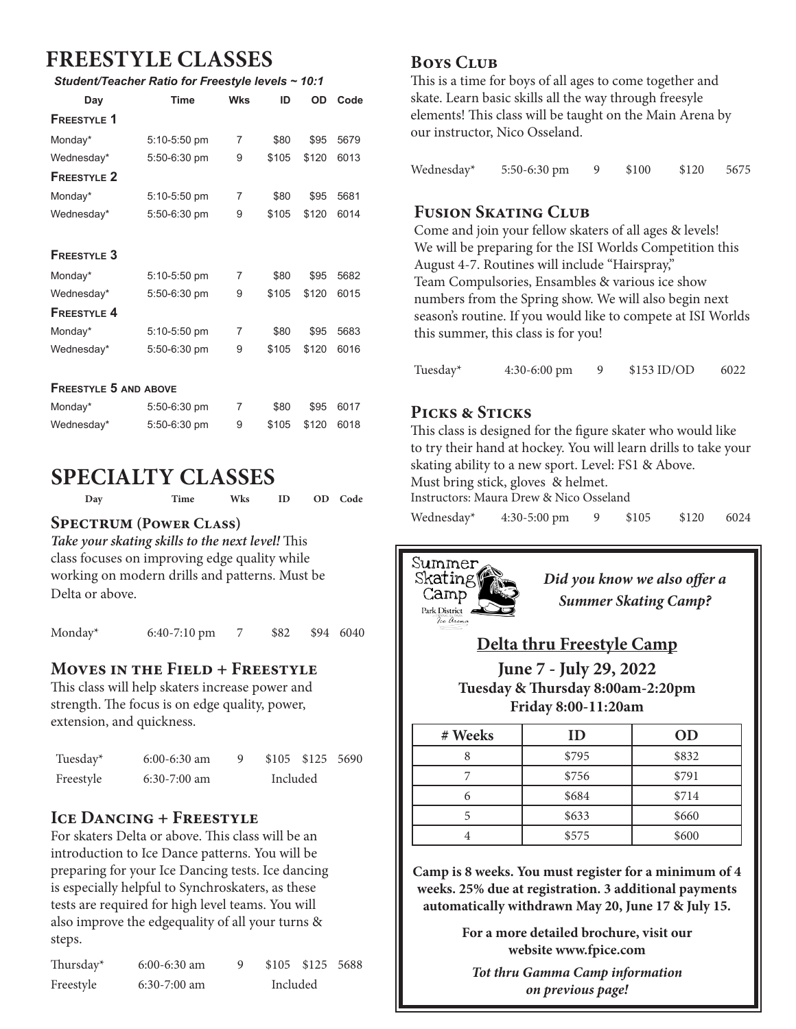# FREESTYLE CLASSES

*Student/Teacher Ratio for Freestyle levels ~ 10:1*

| Day | Time | Wks | ID | OD | Code |
|---|---|---|---|---|---|
| **Freestyle 1** | | | | | |
| Monday* | 5:10-5:50 pm | 7 | $80 | $95 | 5679 |
| Wednesday* | 5:50-6:30 pm | 9 | $105 | $120 | 6013 |
| **Freestyle 2** | | | | | |
| Monday* | 5:10-5:50 pm | 7 | $80 | $95 | 5681 |
| Wednesday* | 5:50-6:30 pm | 9 | $105 | $120 | 6014 |
| **Freestyle 3** | | | | | |
| Monday* | 5:10-5:50 pm | 7 | $80 | $95 | 5682 |
| Wednesday* | 5:50-6:30 pm | 9 | $105 | $120 | 6015 |
| **Freestyle 4** | | | | | |
| Monday* | 5:10-5:50 pm | 7 | $80 | $95 | 5683 |
| Wednesday* | 5:50-6:30 pm | 9 | $105 | $120 | 6016 |
| **Freestyle 5 and above** | | | | | |
| Monday* | 5:50-6:30 pm | 7 | $80 | $95 | 6017 |
| Wednesday* | 5:50-6:30 pm | 9 | $105 | $120 | 6018 |

# SPECIALTY CLASSES

| Day | Time | Wks | ID | OD | Code |
|---|---|---|---|---|---|

## Spectrum (Power Class)

***Take your skating skills to the next level!*** This class focuses on improving edge quality while working on modern drills and patterns. Must be Delta or above.

| Day | Time | Wks | ID | OD | Code |
|---|---|---|---|---|---|
| Monday* | 6:40-7:10 pm | 7 | $82 | $94 | 6040 |

## Moves in the Field + Freestyle

This class will help skaters increase power and strength. The focus is on edge quality, power, extension, and quickness.

| Day | Time | Wks | ID | OD | Code |
|---|---|---|---|---|---|
| Tuesday* | 6:00-6:30 am | 9 | $105 | $125 | 5690 |
| Freestyle | 6:30-7:00 am | | Included | | |

## Ice Dancing + Freestyle

For skaters Delta or above. This class will be an introduction to Ice Dance patterns. You will be preparing for your Ice Dancing tests. Ice dancing is especially helpful to Synchroskaters, as these tests are required for high level teams. You will also improve the edgequality of all your turns & steps.

| Day | Time | Wks | ID | OD | Code |
|---|---|---|---|---|---|
| Thursday* | 6:00-6:30 am | 9 | $105 | $125 | 5688 |
| Freestyle | 6:30-7:00 am | | Included | | |

## Boys Club

This is a time for boys of all ages to come together and skate. Learn basic skills all the way through freesyle elements! This class will be taught on the Main Arena by our instructor, Nico Osseland.

| Day | Time | Wks | ID | OD | Code |
|---|---|---|---|---|---|
| Wednesday* | 5:50-6:30 pm | 9 | $100 | $120 | 5675 |

## Fusion Skating Club

Come and join your fellow skaters of all ages & levels! We will be preparing for the ISI Worlds Competition this August 4-7. Routines will include "Hairspray," Team Compulsories, Ensambles & various ice show numbers from the Spring show. We will also begin next season's routine. If you would like to compete at ISI Worlds this summer, this class is for you!

| Day | Time | Wks | ID/OD | Code |
|---|---|---|---|---|
| Tuesday* | 4:30-6:00 pm | 9 | $153 ID/OD | 6022 |

## Picks & Sticks

This class is designed for the figure skater who would like to try their hand at hockey. You will learn drills to take your skating ability to a new sport. Level: FS1 & Above.
Must bring stick, gloves & helmet.
Instructors: Maura Drew & Nico Osseland

| Day | Time | Wks | ID | OD | Code |
|---|---|---|---|---|---|
| Wednesday* | 4:30-5:00 pm | 9 | $105 | $120 | 6024 |

Summer Skating Camp
Park District Ice Arena

***Did you know we also offer a Summer Skating Camp?***

## Delta thru Freestyle Camp

**June 7 - July 29, 2022**
**Tuesday & Thursday 8:00am-2:20pm**
**Friday 8:00-11:20am**

| # Weeks | ID | OD |
|---|---|---|
| 8 | $795 | $832 |
| 7 | $756 | $791 |
| 6 | $684 | $714 |
| 5 | $633 | $660 |
| 4 | $575 | $600 |

**Camp is 8 weeks. You must register for a minimum of 4 weeks. 25% due at registration. 3 additional payments automatically withdrawn May 20, June 17 & July 15.**

**For a more detailed brochure, visit our website www.fpice.com**

***Tot thru Gamma Camp information on previous page!***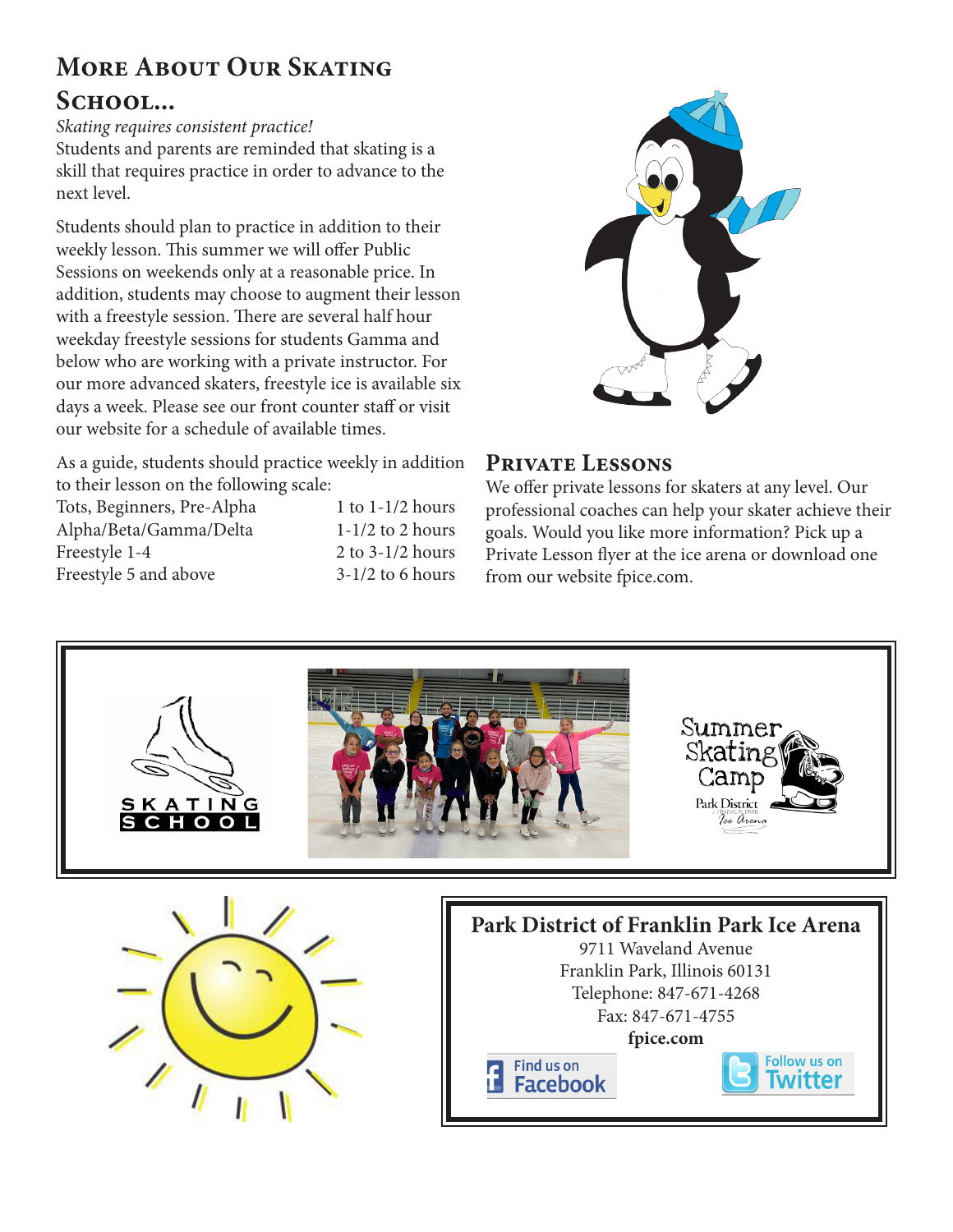## More About Our Skating School...

*Skating requires consistent practice!*
Students and parents are reminded that skating is a skill that requires practice in order to advance to the next level.

Students should plan to practice in addition to their weekly lesson. This summer we will offer Public Sessions on weekends only at a reasonable price. In addition, students may choose to augment their lesson with a freestyle session. There are several half hour weekday freestyle sessions for students Gamma and below who are working with a private instructor. For our more advanced skaters, freestyle ice is available six days a week. Please see our front counter staff or visit our website for a schedule of available times.

As a guide, students should practice weekly in addition to their lesson on the following scale:

| | |
|---|---|
| Tots, Beginners, Pre-Alpha | 1 to 1-1/2 hours |
| Alpha/Beta/Gamma/Delta | 1-1/2 to 2 hours |
| Freestyle 1-4 | 2 to 3-1/2 hours |
| Freestyle 5 and above | 3-1/2 to 6 hours |

## Private Lessons

We offer private lessons for skaters at any level. Our professional coaches can help your skater achieve their goals. Would you like more information? Pick up a Private Lesson flyer at the ice arena or download one from our website fpice.com.

SKATING SCHOOL

Summer Skating Camp
Park District of Franklin Park Ice Arena

**Park District of Franklin Park Ice Arena**
9711 Waveland Avenue
Franklin Park, Illinois 60131
Telephone: 847-671-4268
Fax: 847-671-4755
**fpice.com**

Find us on Facebook

Follow us on Twitter